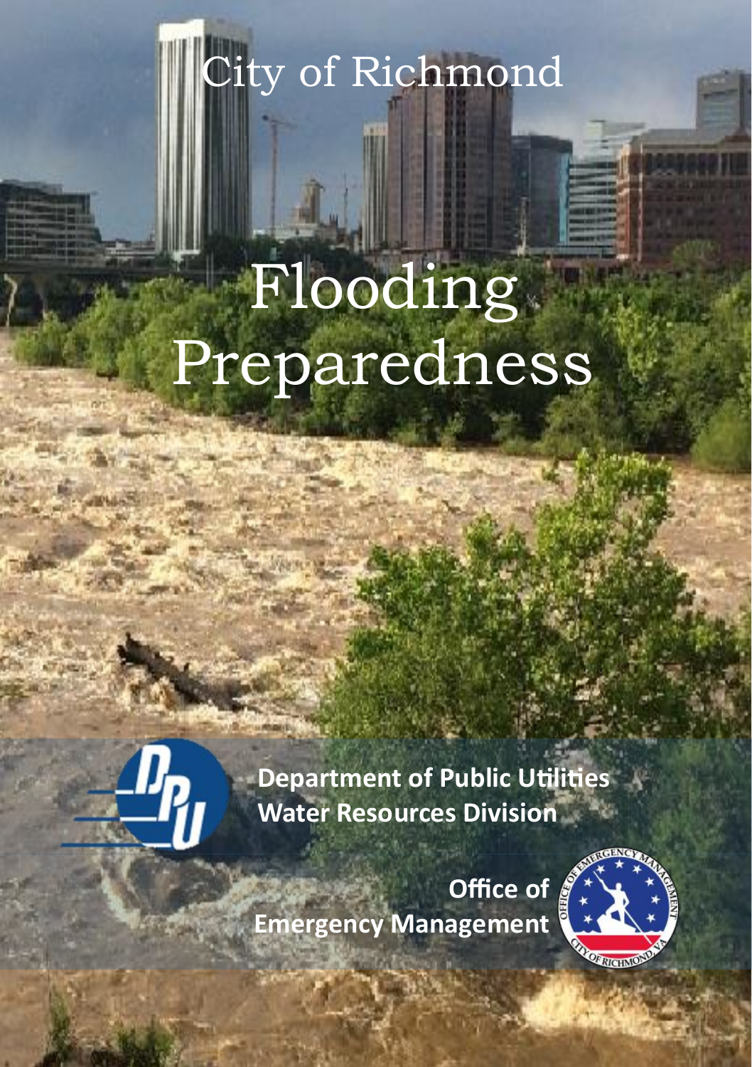City of Richmond

# Flooding Preparedness

**Department of Public Utilities**
**Water Resources Division**

**Office of Emergency Management**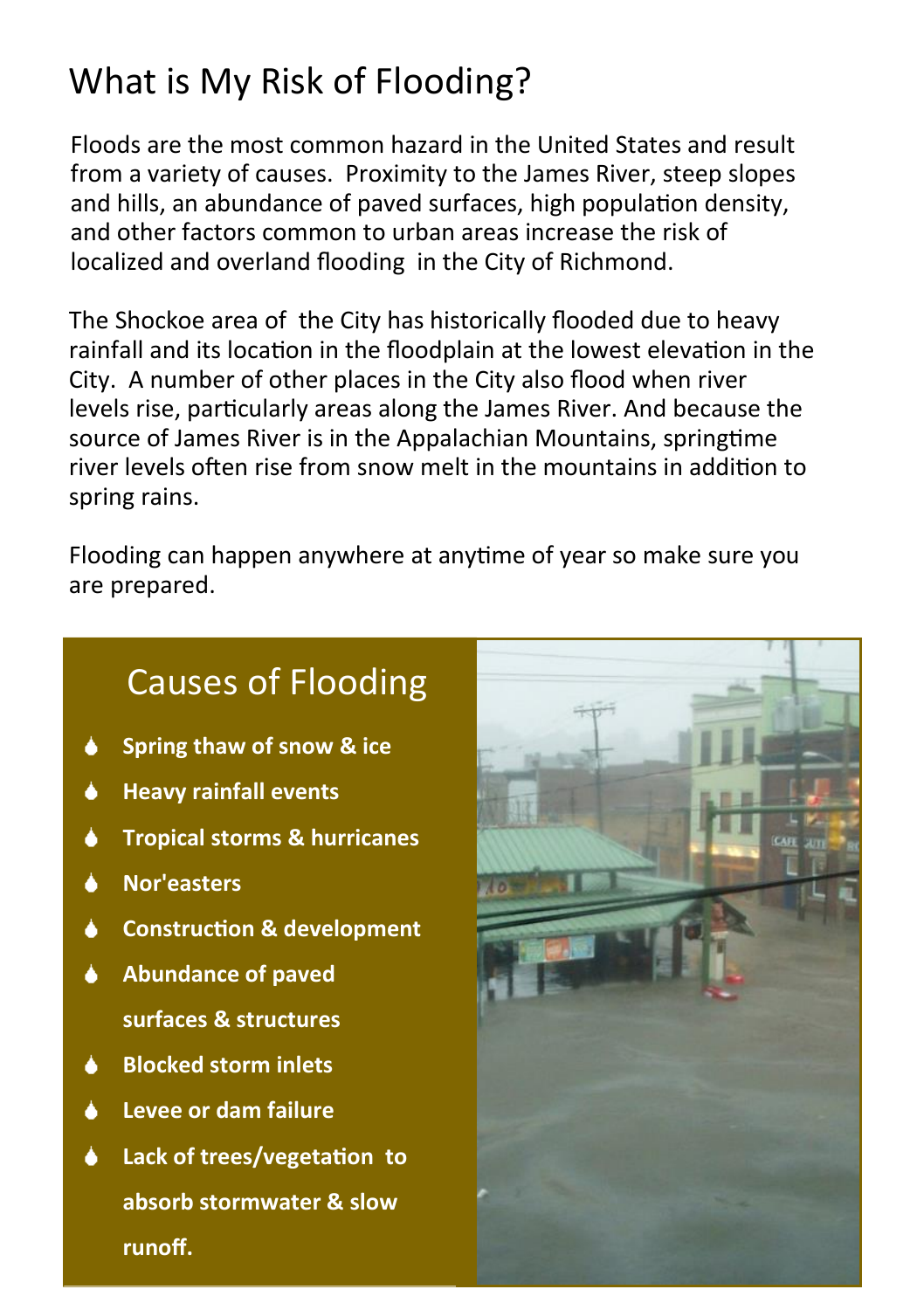# What is My Risk of Flooding?

Floods are the most common hazard in the United States and result from a variety of causes. Proximity to the James River, steep slopes and hills, an abundance of paved surfaces, high population density, and other factors common to urban areas increase the risk of localized and overland flooding in the City of Richmond.

The Shockoe area of the City has historically flooded due to heavy rainfall and its location in the floodplain at the lowest elevation in the City. A number of other places in the City also flood when river levels rise, particularly areas along the James River. And because the source of James River is in the Appalachian Mountains, springtime river levels often rise from snow melt in the mountains in addition to spring rains.

Flooding can happen anywhere at anytime of year so make sure you are prepared.

## Causes of Flooding

- **Spring thaw of snow & ice**
- **Heavy rainfall events**
- **Tropical storms & hurricanes**
- **Nor'easters**
- **Construction & development**
- **Abundance of paved surfaces & structures**
- **Blocked storm inlets**
- **Levee or dam failure**
- **Lack of trees/vegetation to absorb stormwater & slow runoff.**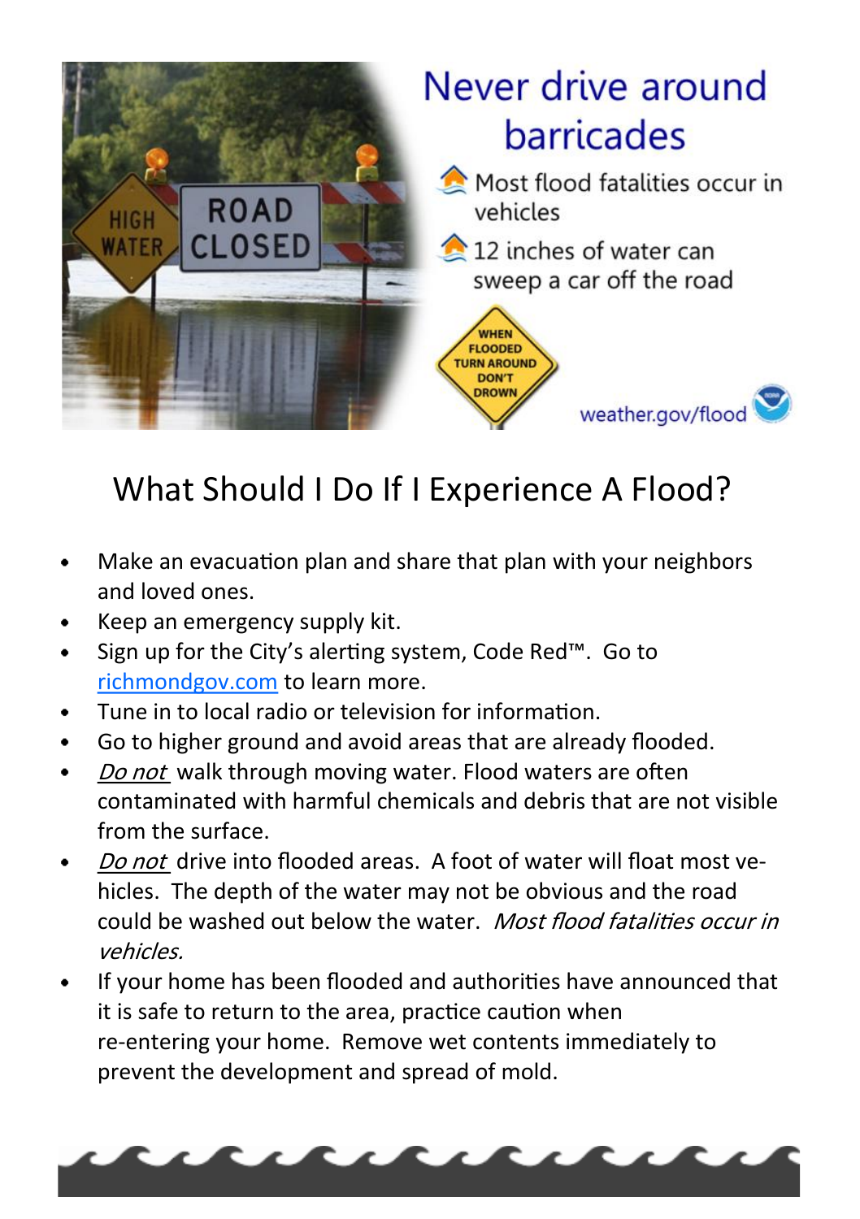## Never drive around barricades

- Most flood fatalities occur in vehicles
- 12 inches of water can sweep a car off the road

WHEN FLOODED TURN AROUND DON'T DROWN

weather.gov/flood

# What Should I Do If I Experience A Flood?

- Make an evacuation plan and share that plan with your neighbors and loved ones.
- Keep an emergency supply kit.
- Sign up for the City's alerting system, Code Red™. Go to [richmondgov.com](richmondgov.com) to learn more.
- Tune in to local radio or television for information.
- Go to higher ground and avoid areas that are already flooded.
- *Do not* walk through moving water. Flood waters are often contaminated with harmful chemicals and debris that are not visible from the surface.
- *Do not* drive into flooded areas. A foot of water will float most vehicles. The depth of the water may not be obvious and the road could be washed out below the water. *Most flood fatalities occur in vehicles.*
- If your home has been flooded and authorities have announced that it is safe to return to the area, practice caution when re-entering your home. Remove wet contents immediately to prevent the development and spread of mold.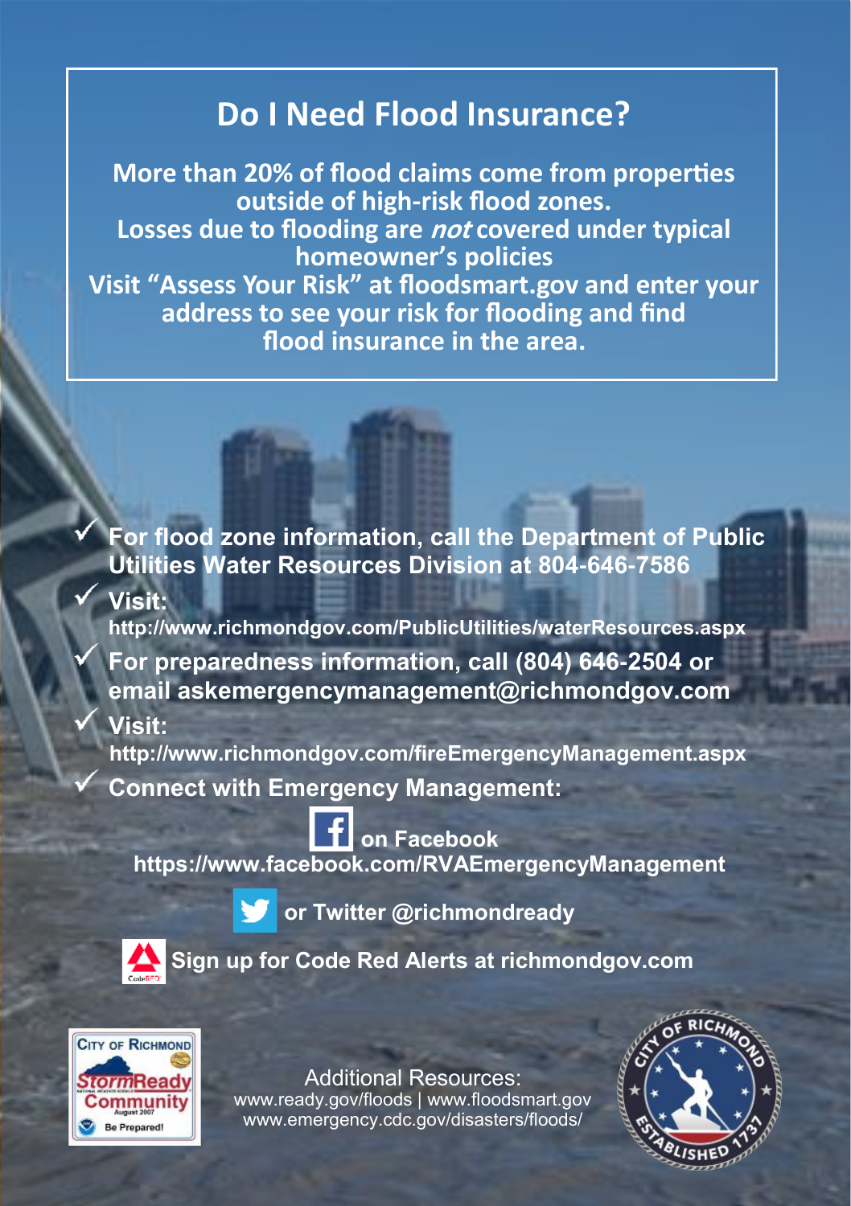# Do I Need Flood Insurance?

**More than 20% of flood claims come from properties outside of high-risk flood zones.**
**Losses due to flooding are *not* covered under typical homeowner's policies**
**Visit "Assess Your Risk" at floodsmart.gov and enter your address to see your risk for flooding and find flood insurance in the area.**

- ✓ **For flood zone information, call the Department of Public Utilities Water Resources Division at 804-646-7586**
- ✓ **Visit:** **http://www.richmondgov.com/PublicUtilities/waterResources.aspx**
- ✓ **For preparedness information, call (804) 646-2504 or email askemergencymanagement@richmondgov.com**
- ✓ **Visit:** **http://www.richmondgov.com/fireEmergencyManagement.aspx**
- ✓ **Connect with Emergency Management:**

**on Facebook**
**https://www.facebook.com/RVAEmergencyManagement**

**or Twitter @richmondready**

**Sign up for Code Red Alerts at richmondgov.com**

City of Richmond StormReady Community August 2007 Be Prepared!

Additional Resources:
www.ready.gov/floods | www.floodsmart.gov
www.emergency.cdc.gov/disasters/floods/

City of Richmond Established 1737